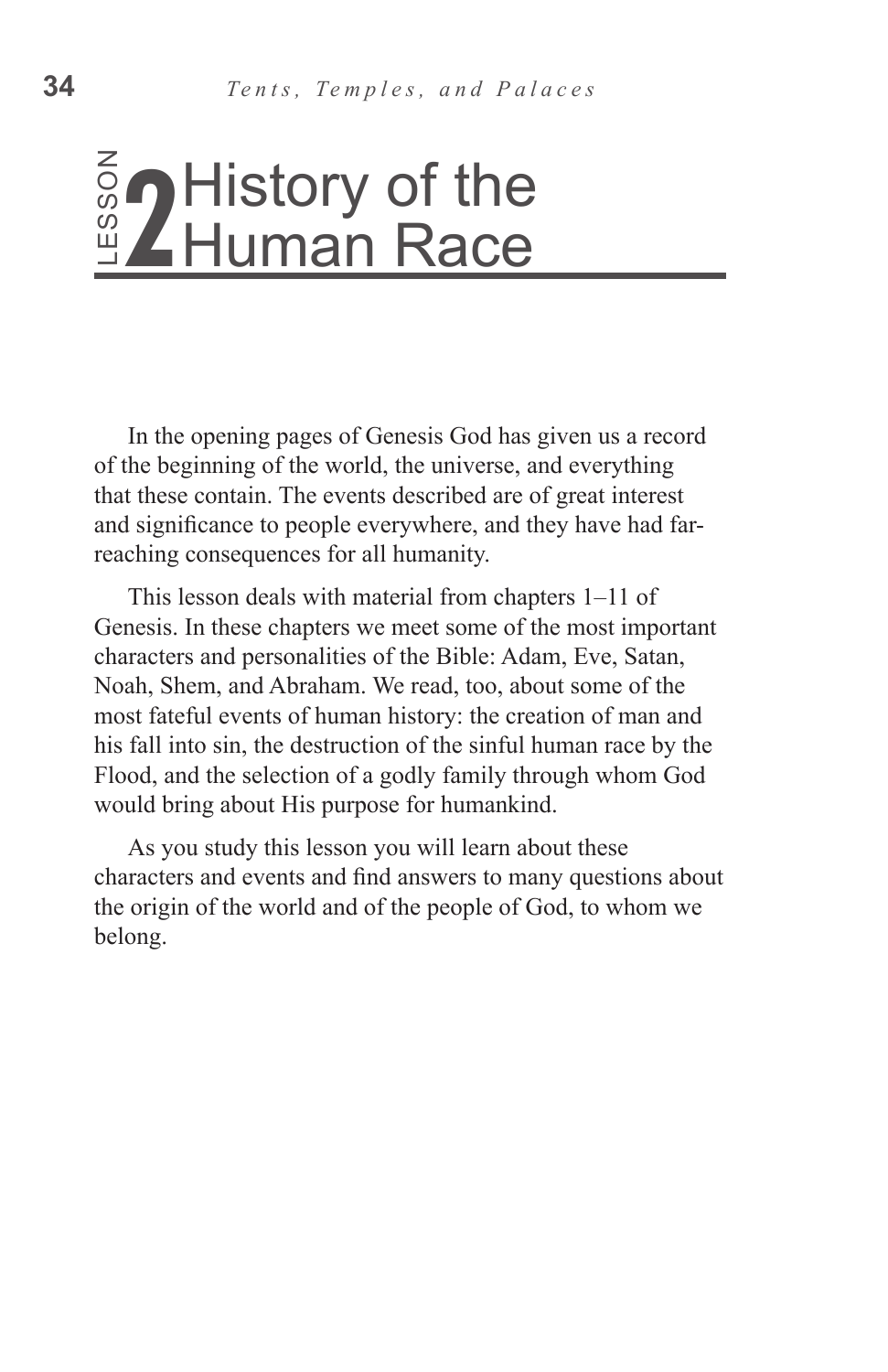# LESSON 2 History of the Human Race

In the opening pages of Genesis God has given us a record of the beginning of the world, the universe, and everything that these contain. The events described are of great interest and significance to people everywhere, and they have had far-reaching consequences for all humanity.

This lesson deals with material from chapters 1–11 of Genesis. In these chapters we meet some of the most important characters and personalities of the Bible: Adam, Eve, Satan, Noah, Shem, and Abraham. We read, too, about some of the most fateful events of human history: the creation of man and his fall into sin, the destruction of the sinful human race by the Flood, and the selection of a godly family through whom God would bring about His purpose for humankind.

As you study this lesson you will learn about these characters and events and find answers to many questions about the origin of the world and of the people of God, to whom we belong.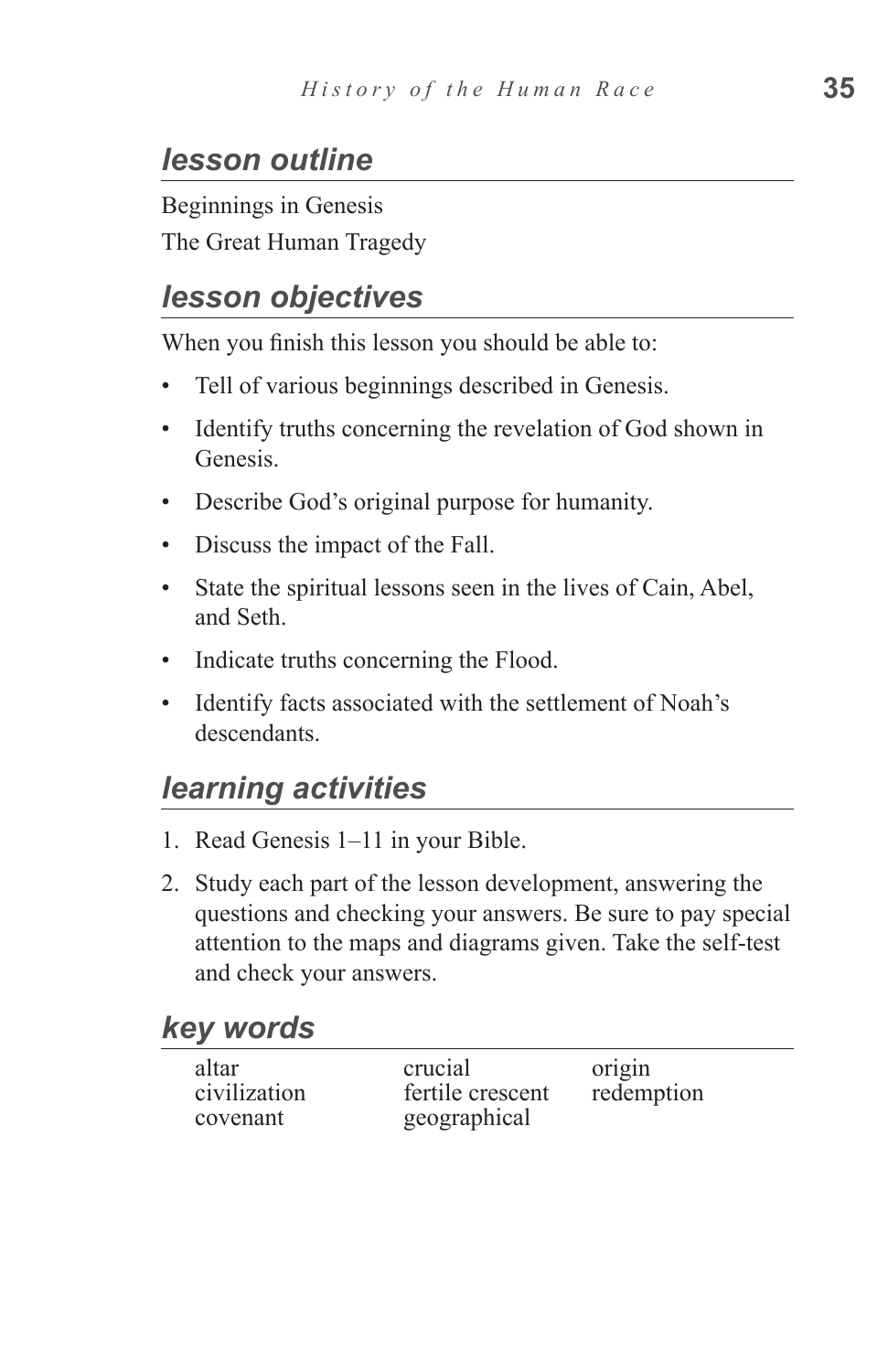## *lesson outline*

Beginnings in Genesis

The Great Human Tragedy

## *lesson objectives*

When you finish this lesson you should be able to:

- Tell of various beginnings described in Genesis.
- Identify truths concerning the revelation of God shown in Genesis.
- Describe God's original purpose for humanity.
- Discuss the impact of the Fall.
- State the spiritual lessons seen in the lives of Cain, Abel, and Seth.
- Indicate truths concerning the Flood.
- Identify facts associated with the settlement of Noah's descendants.

## *learning activities*

1. Read Genesis 1–11 in your Bible.
2. Study each part of the lesson development, answering the questions and checking your answers. Be sure to pay special attention to the maps and diagrams given. Take the self-test and check your answers.

## *key words*

| | | |
|---|---|---|
| altar | crucial | origin |
| civilization | fertile crescent | redemption |
| covenant | geographical | |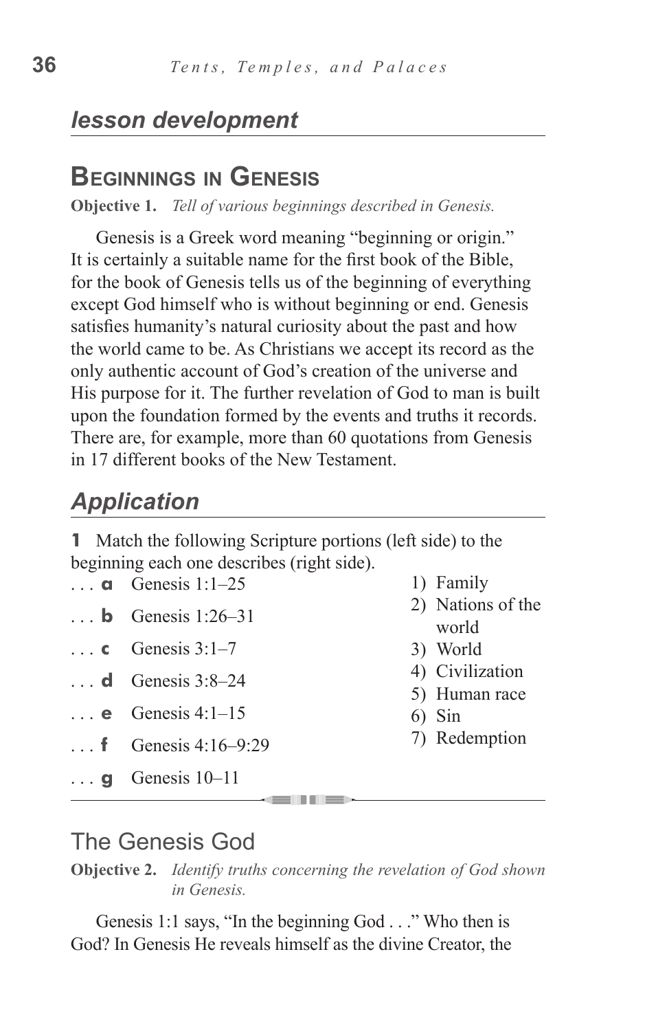## *lesson development*

## Beginnings in Genesis

**Objective 1.** *Tell of various beginnings described in Genesis.*

Genesis is a Greek word meaning "beginning or origin." It is certainly a suitable name for the first book of the Bible, for the book of Genesis tells us of the beginning of everything except God himself who is without beginning or end. Genesis satisfies humanity's natural curiosity about the past and how the world came to be. As Christians we accept its record as the only authentic account of God's creation of the universe and His purpose for it. The further revelation of God to man is built upon the foundation formed by the events and truths it records. There are, for example, more than 60 quotations from Genesis in 17 different books of the New Testament.

## *Application*

**1** Match the following Scripture portions (left side) to the beginning each one describes (right side).

. . . **a** Genesis 1:1–25
. . . **b** Genesis 1:26–31
. . . **c** Genesis 3:1–7
. . . **d** Genesis 3:8–24
. . . **e** Genesis 4:1–15
. . . **f** Genesis 4:16–9:29
. . . **g** Genesis 10–11

1) Family
2) Nations of the world
3) World
4) Civilization
5) Human race
6) Sin
7) Redemption

## The Genesis God

**Objective 2.** *Identify truths concerning the revelation of God shown in Genesis.*

Genesis 1:1 says, "In the beginning God . . ." Who then is God? In Genesis He reveals himself as the divine Creator, the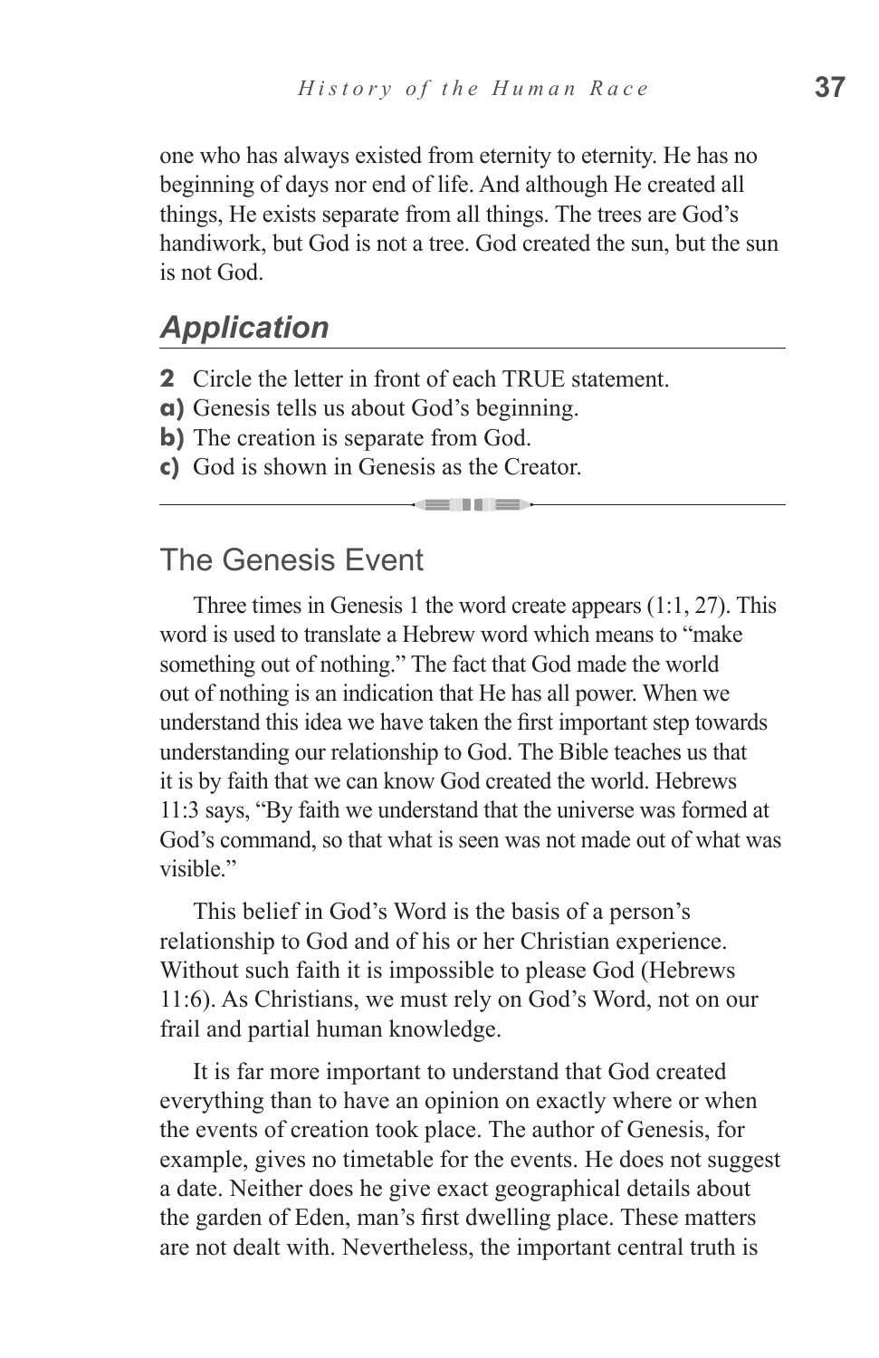one who has always existed from eternity to eternity. He has no beginning of days nor end of life. And although He created all things, He exists separate from all things. The trees are God's handiwork, but God is not a tree. God created the sun, but the sun is not God.

## *Application*

**2** Circle the letter in front of each TRUE statement.

**a)** Genesis tells us about God's beginning.

**b)** The creation is separate from God.

**c)** God is shown in Genesis as the Creator.

---

## The Genesis Event

Three times in Genesis 1 the word create appears (1:1, 27). This word is used to translate a Hebrew word which means to "make something out of nothing." The fact that God made the world out of nothing is an indication that He has all power. When we understand this idea we have taken the first important step towards understanding our relationship to God. The Bible teaches us that it is by faith that we can know God created the world. Hebrews 11:3 says, "By faith we understand that the universe was formed at God's command, so that what is seen was not made out of what was visible."

This belief in God's Word is the basis of a person's relationship to God and of his or her Christian experience. Without such faith it is impossible to please God (Hebrews 11:6). As Christians, we must rely on God's Word, not on our frail and partial human knowledge.

It is far more important to understand that God created everything than to have an opinion on exactly where or when the events of creation took place. The author of Genesis, for example, gives no timetable for the events. He does not suggest a date. Neither does he give exact geographical details about the garden of Eden, man's first dwelling place. These matters are not dealt with. Nevertheless, the important central truth is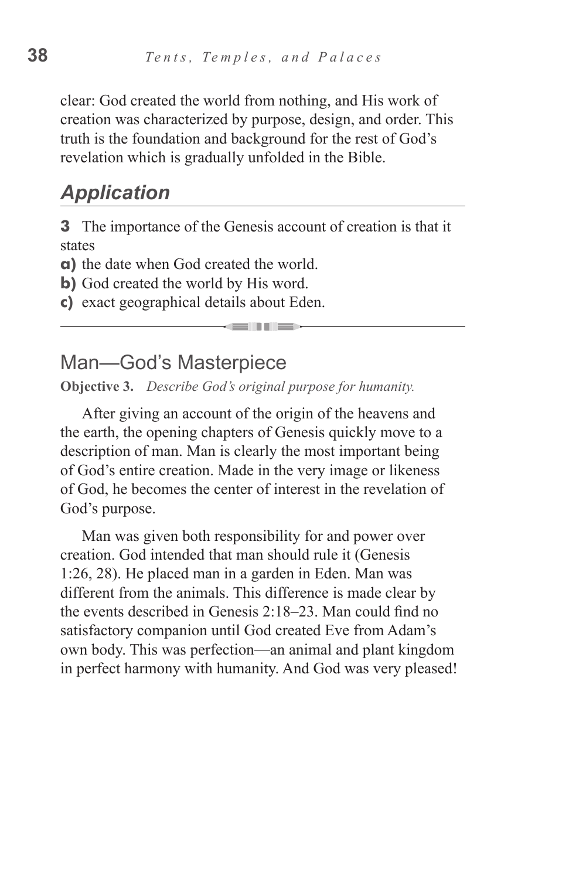clear: God created the world from nothing, and His work of creation was characterized by purpose, design, and order. This truth is the foundation and background for the rest of God's revelation which is gradually unfolded in the Bible.

## *Application*

**3** The importance of the Genesis account of creation is that it states

**a)** the date when God created the world.
**b)** God created the world by His word.
**c)** exact geographical details about Eden.

---

## Man—God's Masterpiece

**Objective 3.** *Describe God's original purpose for humanity.*

After giving an account of the origin of the heavens and the earth, the opening chapters of Genesis quickly move to a description of man. Man is clearly the most important being of God's entire creation. Made in the very image or likeness of God, he becomes the center of interest in the revelation of God's purpose.

Man was given both responsibility for and power over creation. God intended that man should rule it (Genesis 1:26, 28). He placed man in a garden in Eden. Man was different from the animals. This difference is made clear by the events described in Genesis 2:18–23. Man could find no satisfactory companion until God created Eve from Adam's own body. This was perfection—an animal and plant kingdom in perfect harmony with humanity. And God was very pleased!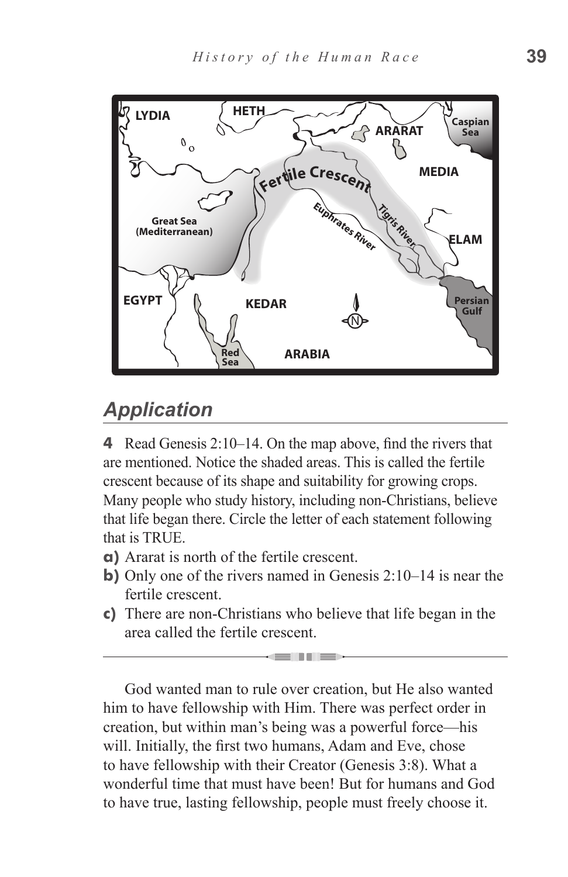## Application

**4** Read Genesis 2:10–14. On the map above, find the rivers that are mentioned. Notice the shaded areas. This is called the fertile crescent because of its shape and suitability for growing crops. Many people who study history, including non-Christians, believe that life began there. Circle the letter of each statement following that is TRUE.

**a)** Ararat is north of the fertile crescent.
**b)** Only one of the rivers named in Genesis 2:10–14 is near the fertile crescent.
**c)** There are non-Christians who believe that life began in the area called the fertile crescent.

---

God wanted man to rule over creation, but He also wanted him to have fellowship with Him. There was perfect order in creation, but within man's being was a powerful force—his will. Initially, the first two humans, Adam and Eve, chose to have fellowship with their Creator (Genesis 3:8). What a wonderful time that must have been! But for humans and God to have true, lasting fellowship, people must freely choose it.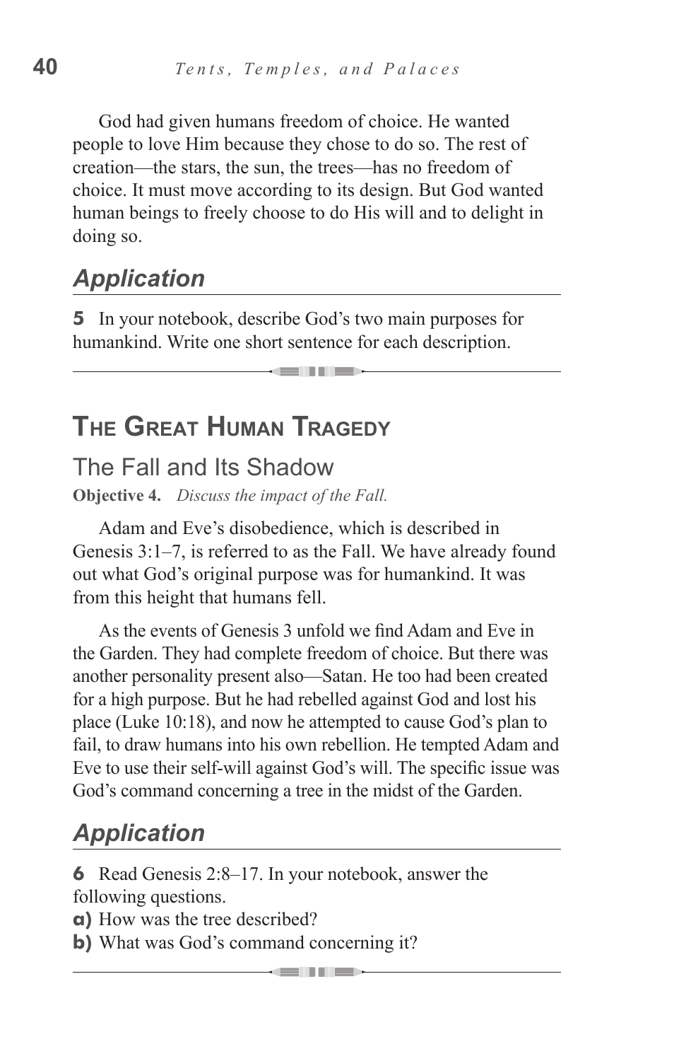God had given humans freedom of choice. He wanted people to love Him because they chose to do so. The rest of creation—the stars, the sun, the trees—has no freedom of choice. It must move according to its design. But God wanted human beings to freely choose to do His will and to delight in doing so.

### *Application*

**5** In your notebook, describe God's two main purposes for humankind. Write one short sentence for each description.

---

## The Great Human Tragedy

### The Fall and Its Shadow

**Objective 4.** *Discuss the impact of the Fall.*

Adam and Eve's disobedience, which is described in Genesis 3:1–7, is referred to as the Fall. We have already found out what God's original purpose was for humankind. It was from this height that humans fell.

As the events of Genesis 3 unfold we find Adam and Eve in the Garden. They had complete freedom of choice. But there was another personality present also—Satan. He too had been created for a high purpose. But he had rebelled against God and lost his place (Luke 10:18), and now he attempted to cause God's plan to fail, to draw humans into his own rebellion. He tempted Adam and Eve to use their self-will against God's will. The specific issue was God's command concerning a tree in the midst of the Garden.

### *Application*

**6** Read Genesis 2:8–17. In your notebook, answer the following questions.

**a)** How was the tree described?

**b)** What was God's command concerning it?

---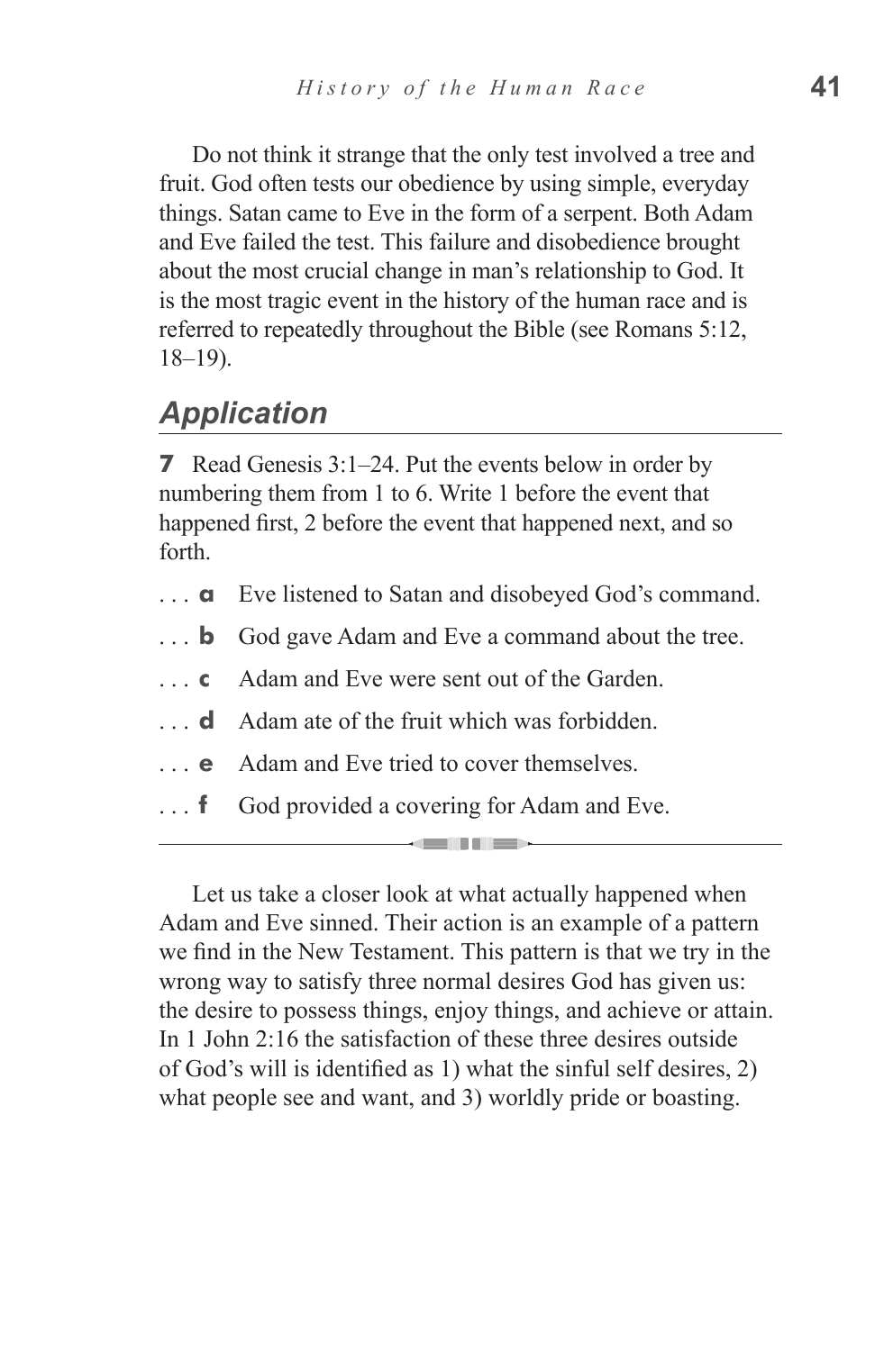Do not think it strange that the only test involved a tree and fruit. God often tests our obedience by using simple, everyday things. Satan came to Eve in the form of a serpent. Both Adam and Eve failed the test. This failure and disobedience brought about the most crucial change in man's relationship to God. It is the most tragic event in the history of the human race and is referred to repeatedly throughout the Bible (see Romans 5:12, 18–19).

## Application

**7** Read Genesis 3:1–24. Put the events below in order by numbering them from 1 to 6. Write 1 before the event that happened first, 2 before the event that happened next, and so forth.

. . . **a** Eve listened to Satan and disobeyed God's command.

. . . **b** God gave Adam and Eve a command about the tree.

. . . **c** Adam and Eve were sent out of the Garden.

. . . **d** Adam ate of the fruit which was forbidden.

. . . **e** Adam and Eve tried to cover themselves.

. . . **f** God provided a covering for Adam and Eve.

---

Let us take a closer look at what actually happened when Adam and Eve sinned. Their action is an example of a pattern we find in the New Testament. This pattern is that we try in the wrong way to satisfy three normal desires God has given us: the desire to possess things, enjoy things, and achieve or attain. In 1 John 2:16 the satisfaction of these three desires outside of God's will is identified as 1) what the sinful self desires, 2) what people see and want, and 3) worldly pride or boasting.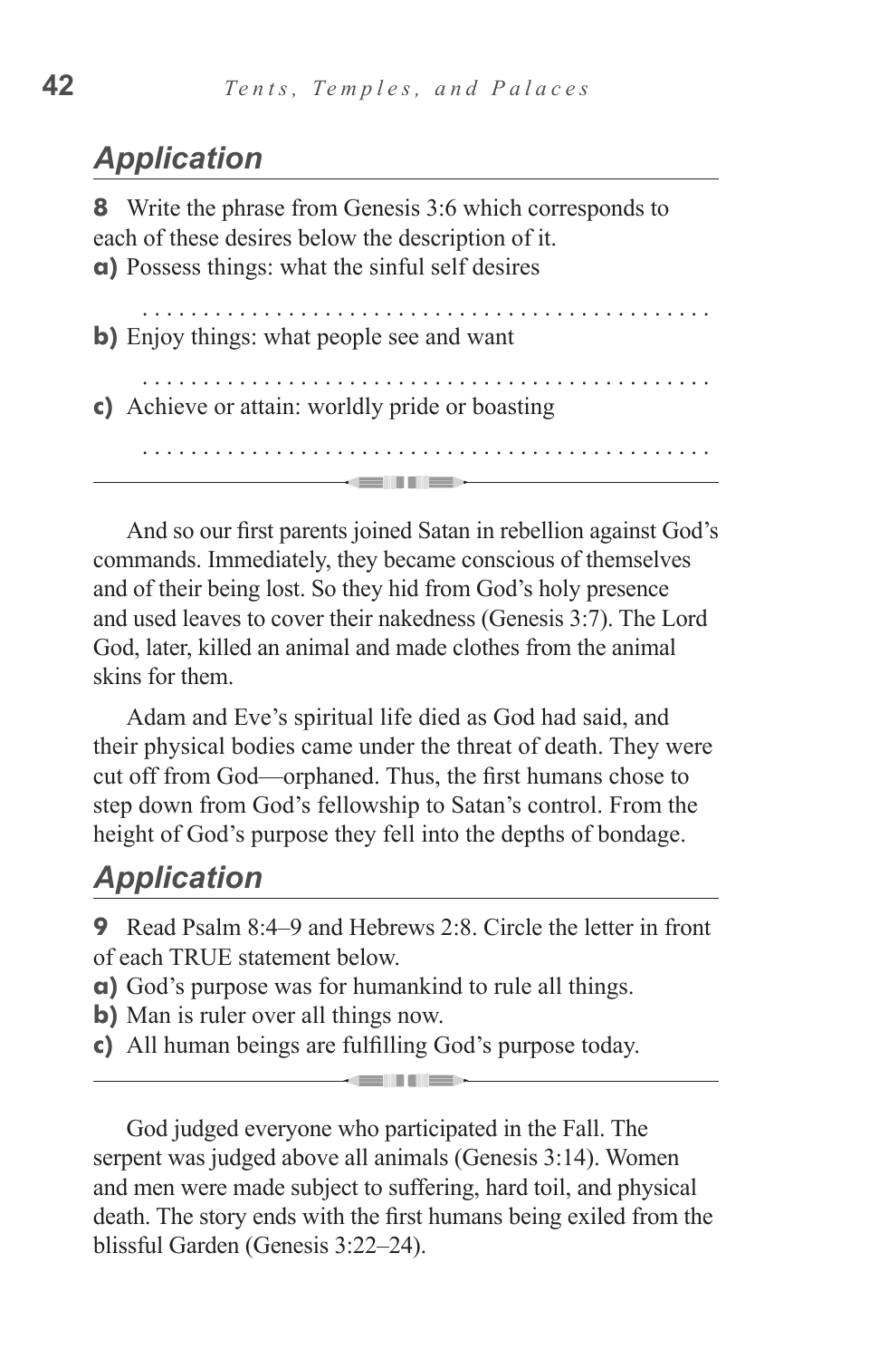## *Application*

**8** Write the phrase from Genesis 3:6 which corresponds to each of these desires below the description of it.

**a)** Possess things: what the sinful self desires

. . . . . . . . . . . . . . . . . . . . . . . . . . . . . . . . . . . . . . . . . . . . .

**b)** Enjoy things: what people see and want

. . . . . . . . . . . . . . . . . . . . . . . . . . . . . . . . . . . . . . . . . . . . .

**c)** Achieve or attain: worldly pride or boasting

. . . . . . . . . . . . . . . . . . . . . . . . . . . . . . . . . . . . . . . . . . . . .

---

And so our first parents joined Satan in rebellion against God's commands. Immediately, they became conscious of themselves and of their being lost. So they hid from God's holy presence and used leaves to cover their nakedness (Genesis 3:7). The Lord God, later, killed an animal and made clothes from the animal skins for them.

Adam and Eve's spiritual life died as God had said, and their physical bodies came under the threat of death. They were cut off from God—orphaned. Thus, the first humans chose to step down from God's fellowship to Satan's control. From the height of God's purpose they fell into the depths of bondage.

## *Application*

**9** Read Psalm 8:4–9 and Hebrews 2:8. Circle the letter in front of each TRUE statement below.

**a)** God's purpose was for humankind to rule all things.

**b)** Man is ruler over all things now.

**c)** All human beings are fulfilling God's purpose today.

---

God judged everyone who participated in the Fall. The serpent was judged above all animals (Genesis 3:14). Women and men were made subject to suffering, hard toil, and physical death. The story ends with the first humans being exiled from the blissful Garden (Genesis 3:22–24).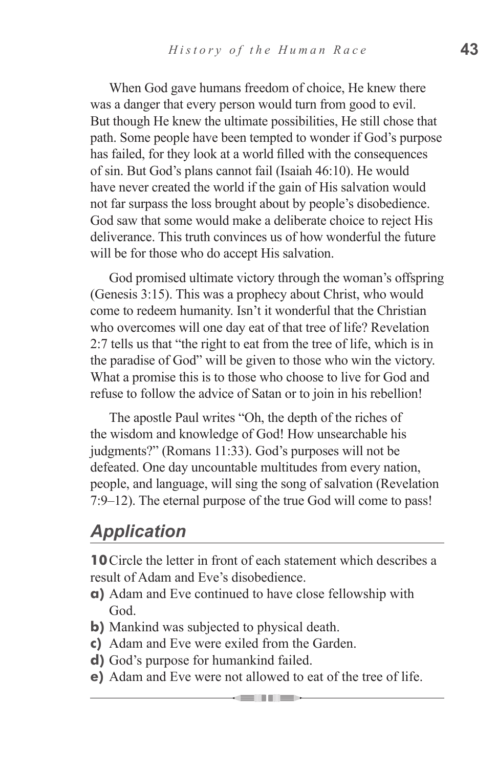When God gave humans freedom of choice, He knew there was a danger that every person would turn from good to evil. But though He knew the ultimate possibilities, He still chose that path. Some people have been tempted to wonder if God's purpose has failed, for they look at a world filled with the consequences of sin. But God's plans cannot fail (Isaiah 46:10). He would have never created the world if the gain of His salvation would not far surpass the loss brought about by people's disobedience. God saw that some would make a deliberate choice to reject His deliverance. This truth convinces us of how wonderful the future will be for those who do accept His salvation.

God promised ultimate victory through the woman's offspring (Genesis 3:15). This was a prophecy about Christ, who would come to redeem humanity. Isn't it wonderful that the Christian who overcomes will one day eat of that tree of life? Revelation 2:7 tells us that "the right to eat from the tree of life, which is in the paradise of God" will be given to those who win the victory. What a promise this is to those who choose to live for God and refuse to follow the advice of Satan or to join in his rebellion!

The apostle Paul writes "Oh, the depth of the riches of the wisdom and knowledge of God! How unsearchable his judgments?" (Romans 11:33). God's purposes will not be defeated. One day uncountable multitudes from every nation, people, and language, will sing the song of salvation (Revelation 7:9–12). The eternal purpose of the true God will come to pass!

## *Application*

**10** Circle the letter in front of each statement which describes a result of Adam and Eve's disobedience.

**a)** Adam and Eve continued to have close fellowship with God.
**b)** Mankind was subjected to physical death.
**c)** Adam and Eve were exiled from the Garden.
**d)** God's purpose for humankind failed.
**e)** Adam and Eve were not allowed to eat of the tree of life.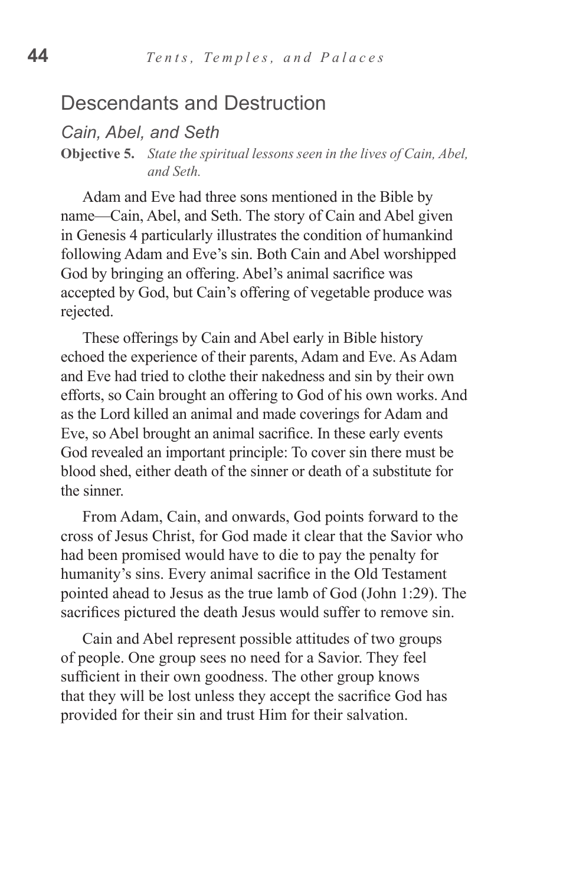## Descendants and Destruction

### *Cain, Abel, and Seth*

**Objective 5.** *State the spiritual lessons seen in the lives of Cain, Abel, and Seth.*

Adam and Eve had three sons mentioned in the Bible by name—Cain, Abel, and Seth. The story of Cain and Abel given in Genesis 4 particularly illustrates the condition of humankind following Adam and Eve's sin. Both Cain and Abel worshipped God by bringing an offering. Abel's animal sacrifice was accepted by God, but Cain's offering of vegetable produce was rejected.

These offerings by Cain and Abel early in Bible history echoed the experience of their parents, Adam and Eve. As Adam and Eve had tried to clothe their nakedness and sin by their own efforts, so Cain brought an offering to God of his own works. And as the Lord killed an animal and made coverings for Adam and Eve, so Abel brought an animal sacrifice. In these early events God revealed an important principle: To cover sin there must be blood shed, either death of the sinner or death of a substitute for the sinner.

From Adam, Cain, and onwards, God points forward to the cross of Jesus Christ, for God made it clear that the Savior who had been promised would have to die to pay the penalty for humanity's sins. Every animal sacrifice in the Old Testament pointed ahead to Jesus as the true lamb of God (John 1:29). The sacrifices pictured the death Jesus would suffer to remove sin.

Cain and Abel represent possible attitudes of two groups of people. One group sees no need for a Savior. They feel sufficient in their own goodness. The other group knows that they will be lost unless they accept the sacrifice God has provided for their sin and trust Him for their salvation.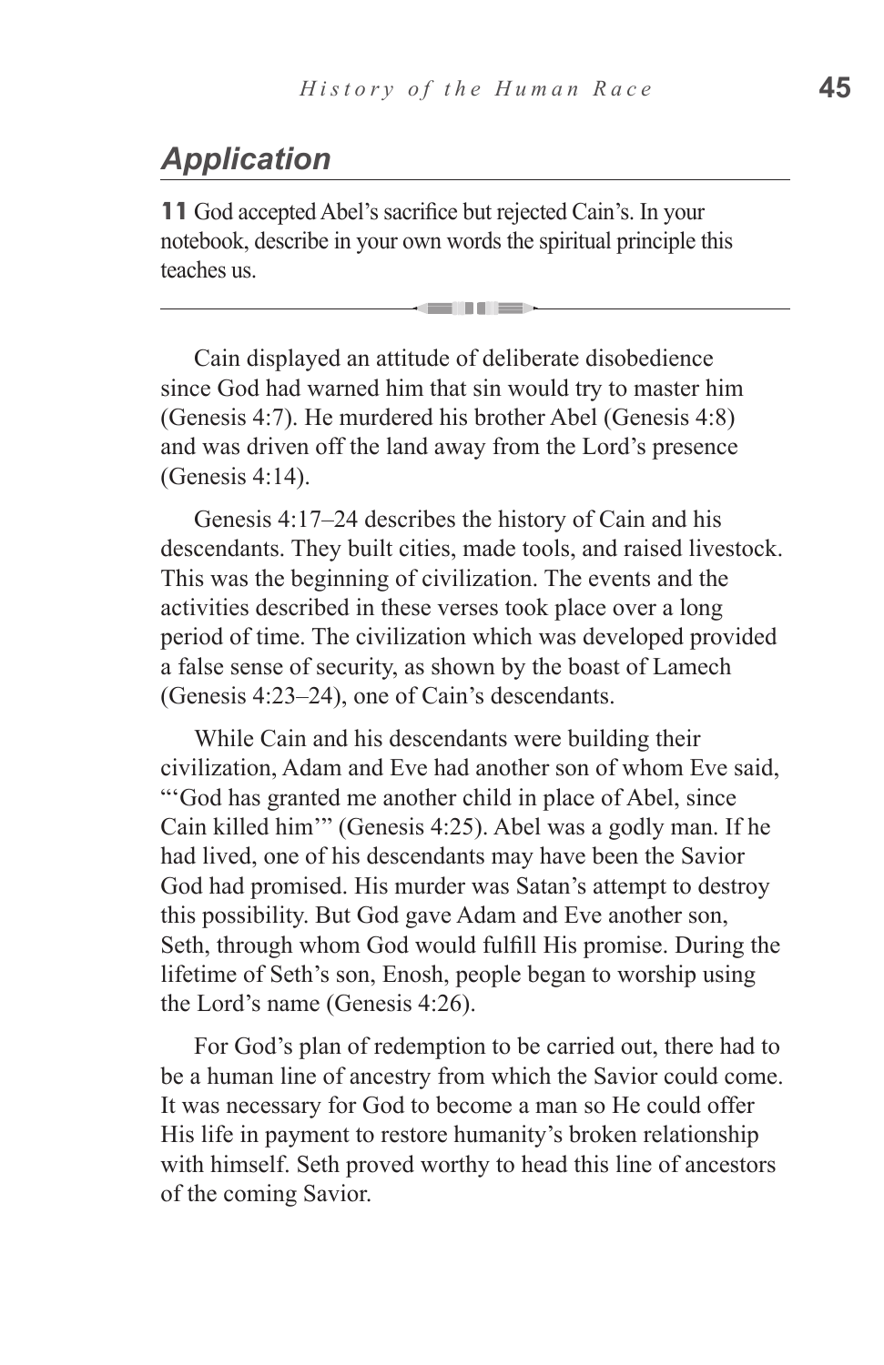## *Application*

**11** God accepted Abel's sacrifice but rejected Cain's. In your notebook, describe in your own words the spiritual principle this teaches us.

---

Cain displayed an attitude of deliberate disobedience since God had warned him that sin would try to master him (Genesis 4:7). He murdered his brother Abel (Genesis 4:8) and was driven off the land away from the Lord's presence (Genesis 4:14).

Genesis 4:17–24 describes the history of Cain and his descendants. They built cities, made tools, and raised livestock. This was the beginning of civilization. The events and the activities described in these verses took place over a long period of time. The civilization which was developed provided a false sense of security, as shown by the boast of Lamech (Genesis 4:23–24), one of Cain's descendants.

While Cain and his descendants were building their civilization, Adam and Eve had another son of whom Eve said, "'God has granted me another child in place of Abel, since Cain killed him'" (Genesis 4:25). Abel was a godly man. If he had lived, one of his descendants may have been the Savior God had promised. His murder was Satan's attempt to destroy this possibility. But God gave Adam and Eve another son, Seth, through whom God would fulfill His promise. During the lifetime of Seth's son, Enosh, people began to worship using the Lord's name (Genesis 4:26).

For God's plan of redemption to be carried out, there had to be a human line of ancestry from which the Savior could come. It was necessary for God to become a man so He could offer His life in payment to restore humanity's broken relationship with himself. Seth proved worthy to head this line of ancestors of the coming Savior.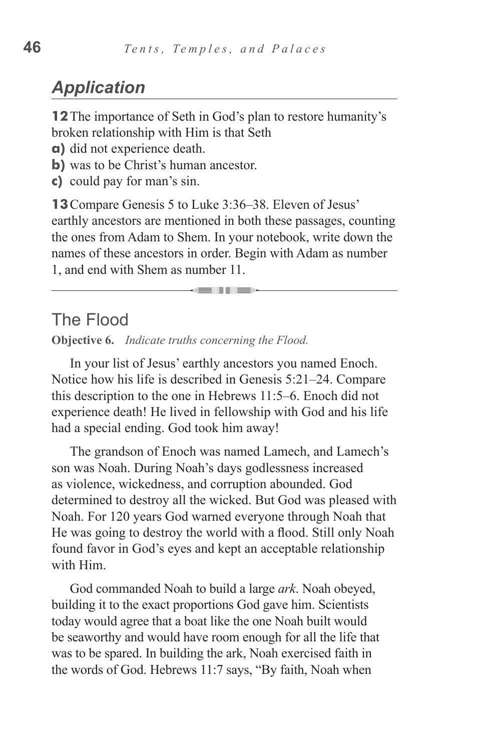## *Application*

**12** The importance of Seth in God's plan to restore humanity's broken relationship with Him is that Seth

**a)** did not experience death.
**b)** was to be Christ's human ancestor.
**c)** could pay for man's sin.

**13** Compare Genesis 5 to Luke 3:36–38. Eleven of Jesus' earthly ancestors are mentioned in both these passages, counting the ones from Adam to Shem. In your notebook, write down the names of these ancestors in order. Begin with Adam as number 1, and end with Shem as number 11.

---

## The Flood

**Objective 6.** *Indicate truths concerning the Flood.*

In your list of Jesus' earthly ancestors you named Enoch. Notice how his life is described in Genesis 5:21–24. Compare this description to the one in Hebrews 11:5–6. Enoch did not experience death! He lived in fellowship with God and his life had a special ending. God took him away!

The grandson of Enoch was named Lamech, and Lamech's son was Noah. During Noah's days godlessness increased as violence, wickedness, and corruption abounded. God determined to destroy all the wicked. But God was pleased with Noah. For 120 years God warned everyone through Noah that He was going to destroy the world with a flood. Still only Noah found favor in God's eyes and kept an acceptable relationship with Him.

God commanded Noah to build a large *ark*. Noah obeyed, building it to the exact proportions God gave him. Scientists today would agree that a boat like the one Noah built would be seaworthy and would have room enough for all the life that was to be spared. In building the ark, Noah exercised faith in the words of God. Hebrews 11:7 says, "By faith, Noah when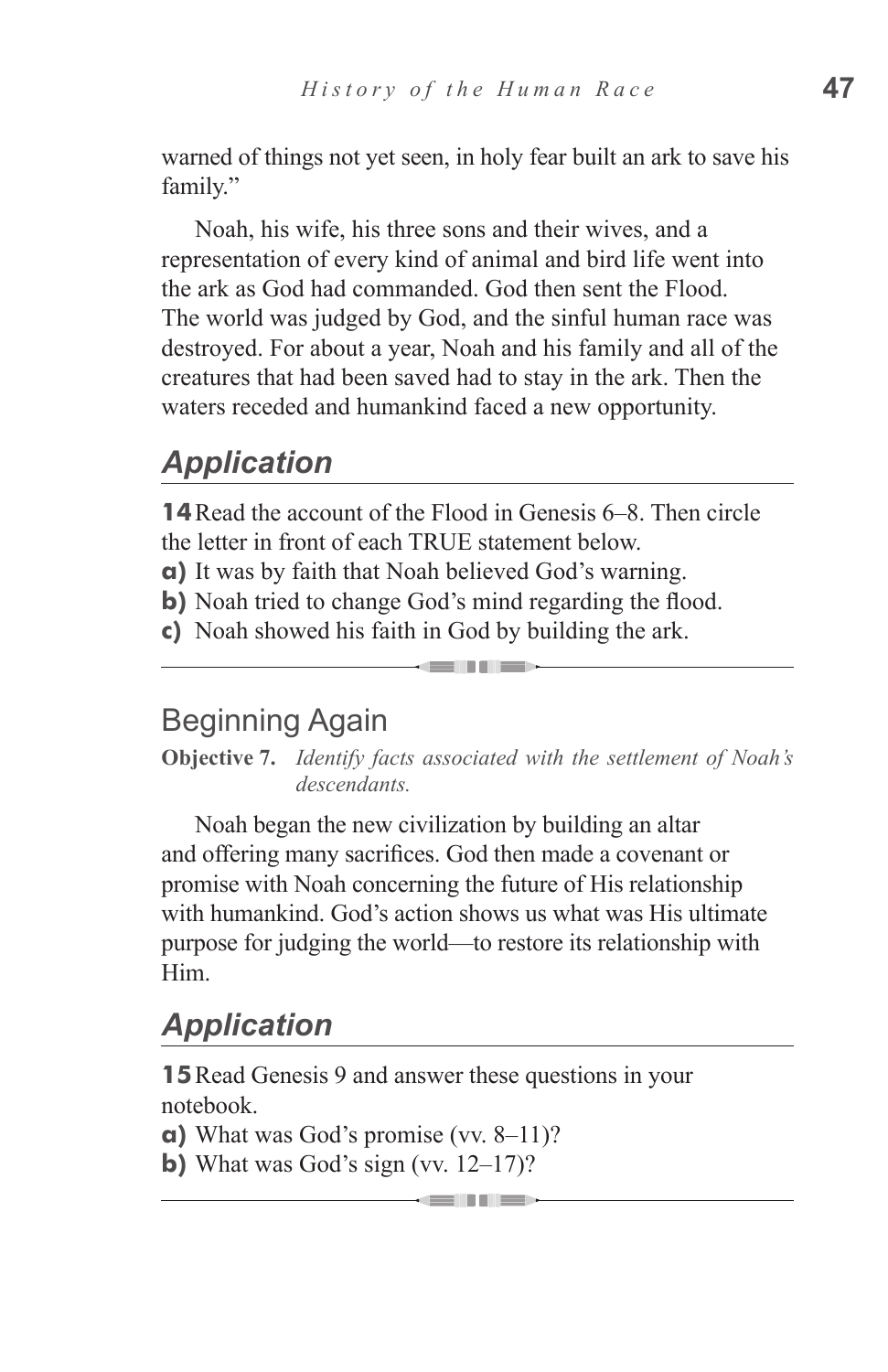warned of things not yet seen, in holy fear built an ark to save his family."

Noah, his wife, his three sons and their wives, and a representation of every kind of animal and bird life went into the ark as God had commanded. God then sent the Flood. The world was judged by God, and the sinful human race was destroyed. For about a year, Noah and his family and all of the creatures that had been saved had to stay in the ark. Then the waters receded and humankind faced a new opportunity.

## *Application*

**14** Read the account of the Flood in Genesis 6–8. Then circle the letter in front of each TRUE statement below.

**a)** It was by faith that Noah believed God's warning.
**b)** Noah tried to change God's mind regarding the flood.
**c)** Noah showed his faith in God by building the ark.

---

## Beginning Again

**Objective 7.** *Identify facts associated with the settlement of Noah's descendants.*

Noah began the new civilization by building an altar and offering many sacrifices. God then made a covenant or promise with Noah concerning the future of His relationship with humankind. God's action shows us what was His ultimate purpose for judging the world—to restore its relationship with Him.

## *Application*

**15** Read Genesis 9 and answer these questions in your notebook.

**a)** What was God's promise (vv. 8–11)?
**b)** What was God's sign (vv. 12–17)?

---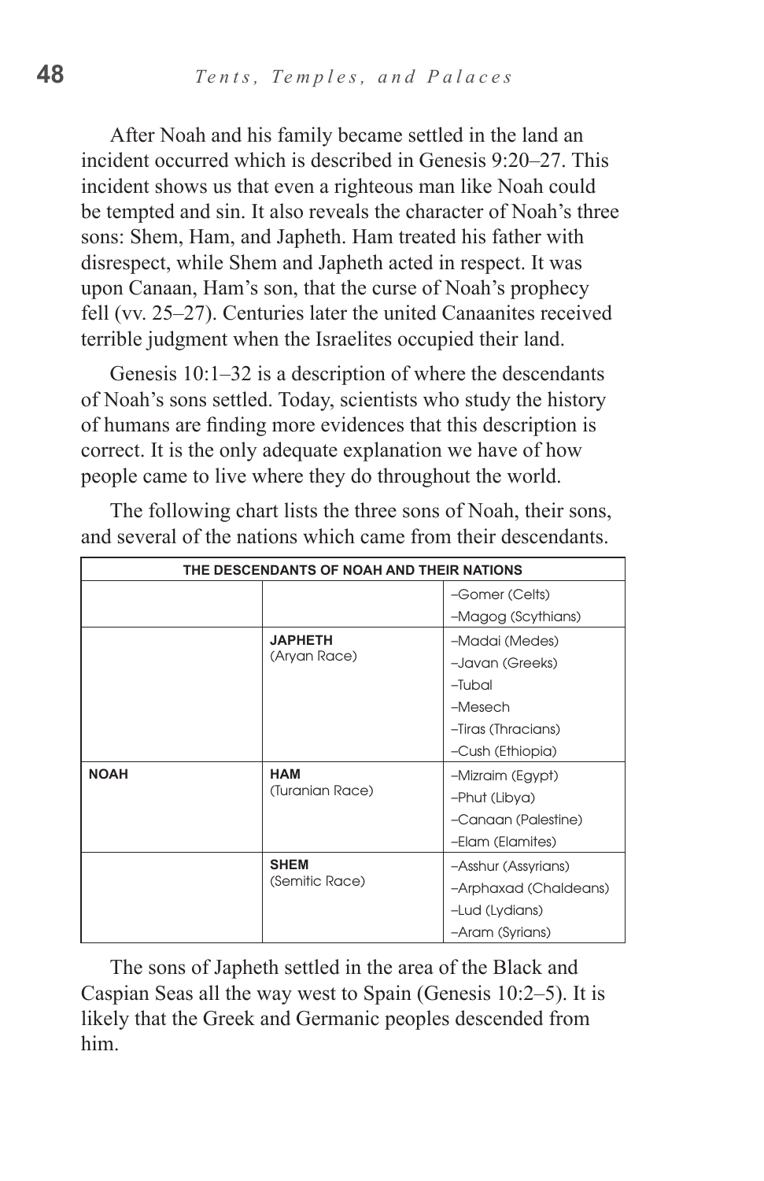After Noah and his family became settled in the land an incident occurred which is described in Genesis 9:20–27. This incident shows us that even a righteous man like Noah could be tempted and sin. It also reveals the character of Noah's three sons: Shem, Ham, and Japheth. Ham treated his father with disrespect, while Shem and Japheth acted in respect. It was upon Canaan, Ham's son, that the curse of Noah's prophecy fell (vv. 25–27). Centuries later the united Canaanites received terrible judgment when the Israelites occupied their land.

Genesis 10:1–32 is a description of where the descendants of Noah's sons settled. Today, scientists who study the history of humans are finding more evidences that this description is correct. It is the only adequate explanation we have of how people came to live where they do throughout the world.

The following chart lists the three sons of Noah, their sons, and several of the nations which came from their descendants.

| THE DESCENDANTS OF NOAH AND THEIR NATIONS | | |
|---|---|---|
| | | –Gomer (Celts)<br>–Magog (Scythians) |
| | **JAPHETH**<br>(Aryan Race) | –Madai (Medes)<br>–Javan (Greeks)<br>–Tubal<br>–Mesech<br>–Tiras (Thracians)<br>–Cush (Ethiopia) |
| **NOAH** | **HAM**<br>(Turanian Race) | –Mizraim (Egypt)<br>–Phut (Libya)<br>–Canaan (Palestine)<br>–Elam (Elamites) |
| | **SHEM**<br>(Semitic Race) | –Asshur (Assyrians)<br>–Arphaxad (Chaldeans)<br>–Lud (Lydians)<br>–Aram (Syrians) |

The sons of Japheth settled in the area of the Black and Caspian Seas all the way west to Spain (Genesis 10:2–5). It is likely that the Greek and Germanic peoples descended from him.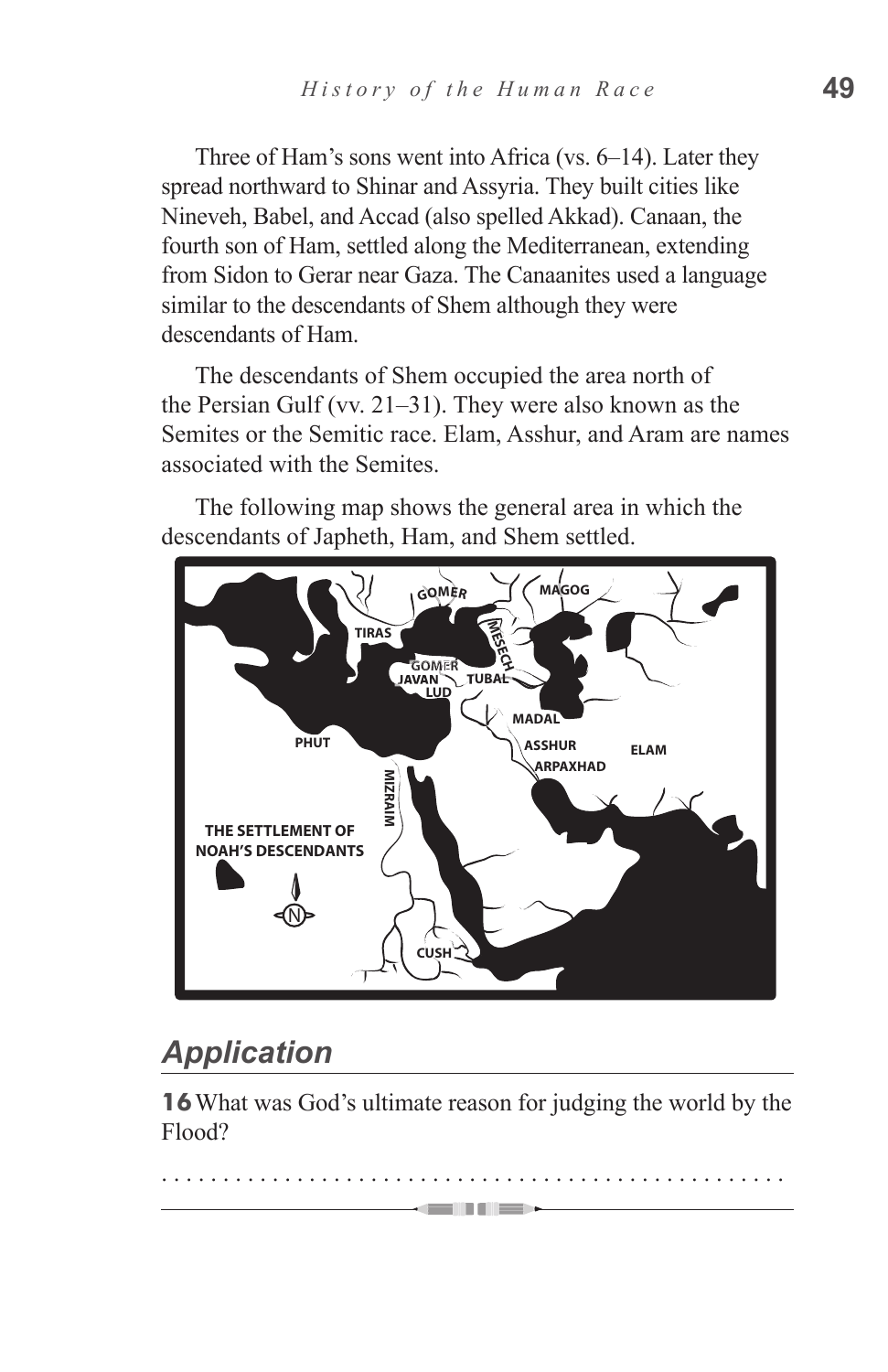Three of Ham's sons went into Africa (vs. 6–14). Later they spread northward to Shinar and Assyria. They built cities like Nineveh, Babel, and Accad (also spelled Akkad). Canaan, the fourth son of Ham, settled along the Mediterranean, extending from Sidon to Gerar near Gaza. The Canaanites used a language similar to the descendants of Shem although they were descendants of Ham.

The descendants of Shem occupied the area north of the Persian Gulf (vv. 21–31). They were also known as the Semites or the Semitic race. Elam, Asshur, and Aram are names associated with the Semites.

The following map shows the general area in which the descendants of Japheth, Ham, and Shem settled.

## Application

**16** What was God's ultimate reason for judging the world by the Flood?

. . . . . . . . . . . . . . . . . . . . . . . . . . . . . . . . . . . . . . . . . . . . . . . . . . . .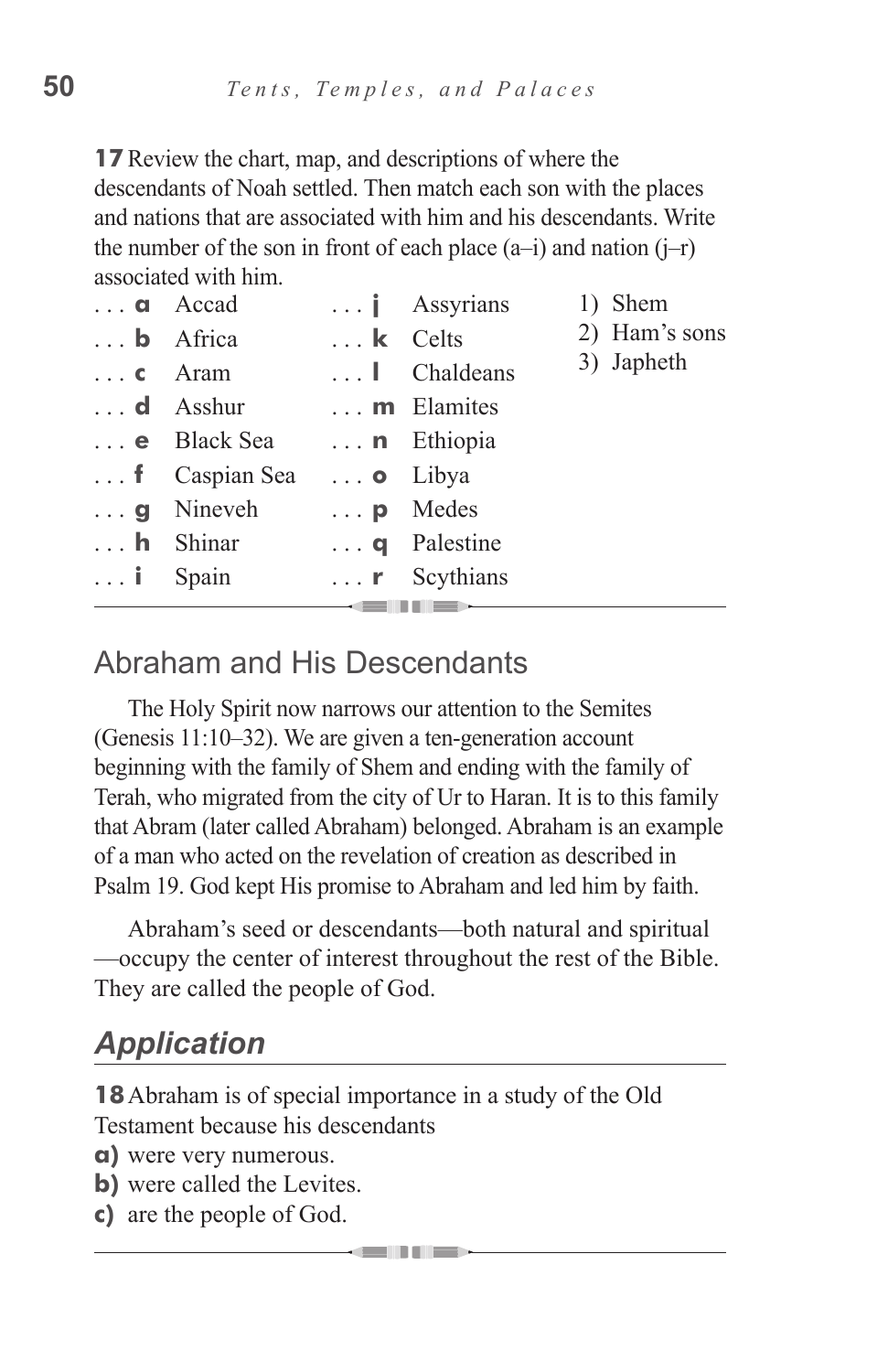**17** Review the chart, map, and descriptions of where the descendants of Noah settled. Then match each son with the places and nations that are associated with him and his descendants. Write the number of the son in front of each place (a–i) and nation (j–r) associated with him.

. . . **a** Accad
. . . **b** Africa
. . . **c** Aram
. . . **d** Asshur
. . . **e** Black Sea
. . . **f** Caspian Sea
. . . **g** Nineveh
. . . **h** Shinar
. . . **i** Spain

. . . **j** Assyrians
. . . **k** Celts
. . . **l** Chaldeans
. . . **m** Elamites
. . . **n** Ethiopia
. . . **o** Libya
. . . **p** Medes
. . . **q** Palestine
. . . **r** Scythians

1) Shem
2) Ham's sons
3) Japheth

## Abraham and His Descendants

The Holy Spirit now narrows our attention to the Semites (Genesis 11:10–32). We are given a ten-generation account beginning with the family of Shem and ending with the family of Terah, who migrated from the city of Ur to Haran. It is to this family that Abram (later called Abraham) belonged. Abraham is an example of a man who acted on the revelation of creation as described in Psalm 19. God kept His promise to Abraham and led him by faith.

Abraham's seed or descendants—both natural and spiritual—occupy the center of interest throughout the rest of the Bible. They are called the people of God.

## *Application*

**18** Abraham is of special importance in a study of the Old Testament because his descendants

**a)** were very numerous.
**b)** were called the Levites.
**c)** are the people of God.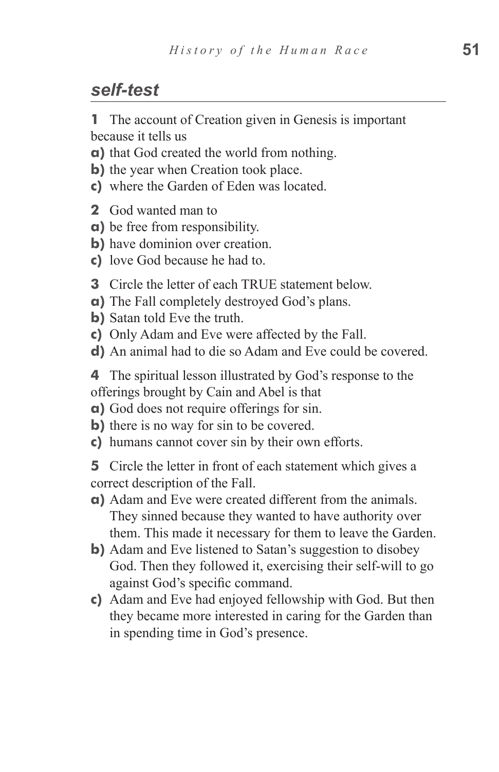## *self-test*

**1** The account of Creation given in Genesis is important because it tells us

**a)** that God created the world from nothing.
**b)** the year when Creation took place.
**c)** where the Garden of Eden was located.

**2** God wanted man to

**a)** be free from responsibility.
**b)** have dominion over creation.
**c)** love God because he had to.

**3** Circle the letter of each TRUE statement below.

**a)** The Fall completely destroyed God's plans.
**b)** Satan told Eve the truth.
**c)** Only Adam and Eve were affected by the Fall.
**d)** An animal had to die so Adam and Eve could be covered.

**4** The spiritual lesson illustrated by God's response to the offerings brought by Cain and Abel is that

**a)** God does not require offerings for sin.
**b)** there is no way for sin to be covered.
**c)** humans cannot cover sin by their own efforts.

**5** Circle the letter in front of each statement which gives a correct description of the Fall.

**a)** Adam and Eve were created different from the animals. They sinned because they wanted to have authority over them. This made it necessary for them to leave the Garden.
**b)** Adam and Eve listened to Satan's suggestion to disobey God. Then they followed it, exercising their self-will to go against God's specific command.
**c)** Adam and Eve had enjoyed fellowship with God. But then they became more interested in caring for the Garden than in spending time in God's presence.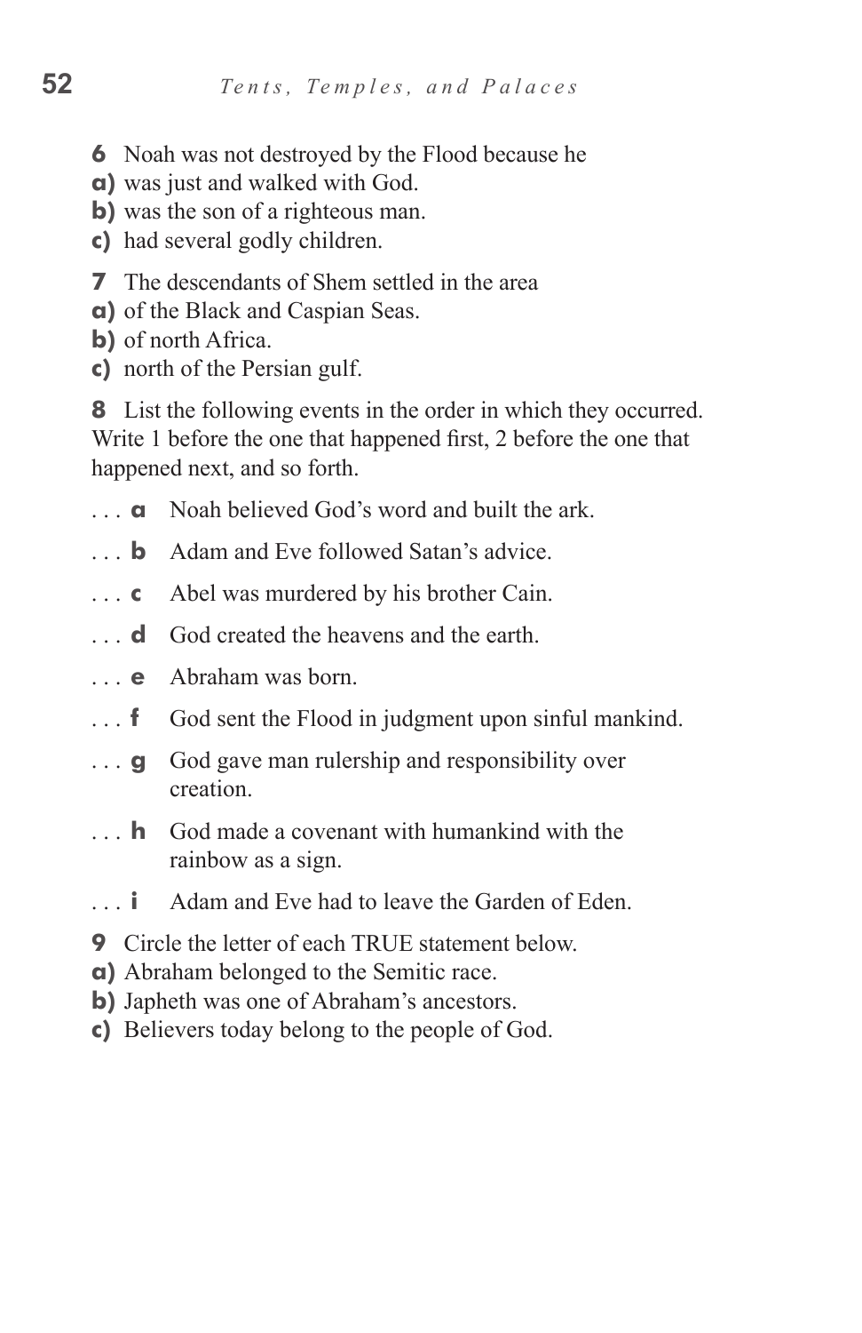**6** Noah was not destroyed by the Flood because he

**a)** was just and walked with God.

**b)** was the son of a righteous man.

**c)** had several godly children.

**7** The descendants of Shem settled in the area

**a)** of the Black and Caspian Seas.

**b)** of north Africa.

**c)** north of the Persian gulf.

**8** List the following events in the order in which they occurred. Write 1 before the one that happened first, 2 before the one that happened next, and so forth.

. . . **a** Noah believed God's word and built the ark.

. . . **b** Adam and Eve followed Satan's advice.

. . . **c** Abel was murdered by his brother Cain.

. . . **d** God created the heavens and the earth.

. . . **e** Abraham was born.

. . . **f** God sent the Flood in judgment upon sinful mankind.

. . . **g** God gave man rulership and responsibility over creation.

. . . **h** God made a covenant with humankind with the rainbow as a sign.

. . . **i** Adam and Eve had to leave the Garden of Eden.

**9** Circle the letter of each TRUE statement below.

**a)** Abraham belonged to the Semitic race.

**b)** Japheth was one of Abraham's ancestors.

**c)** Believers today belong to the people of God.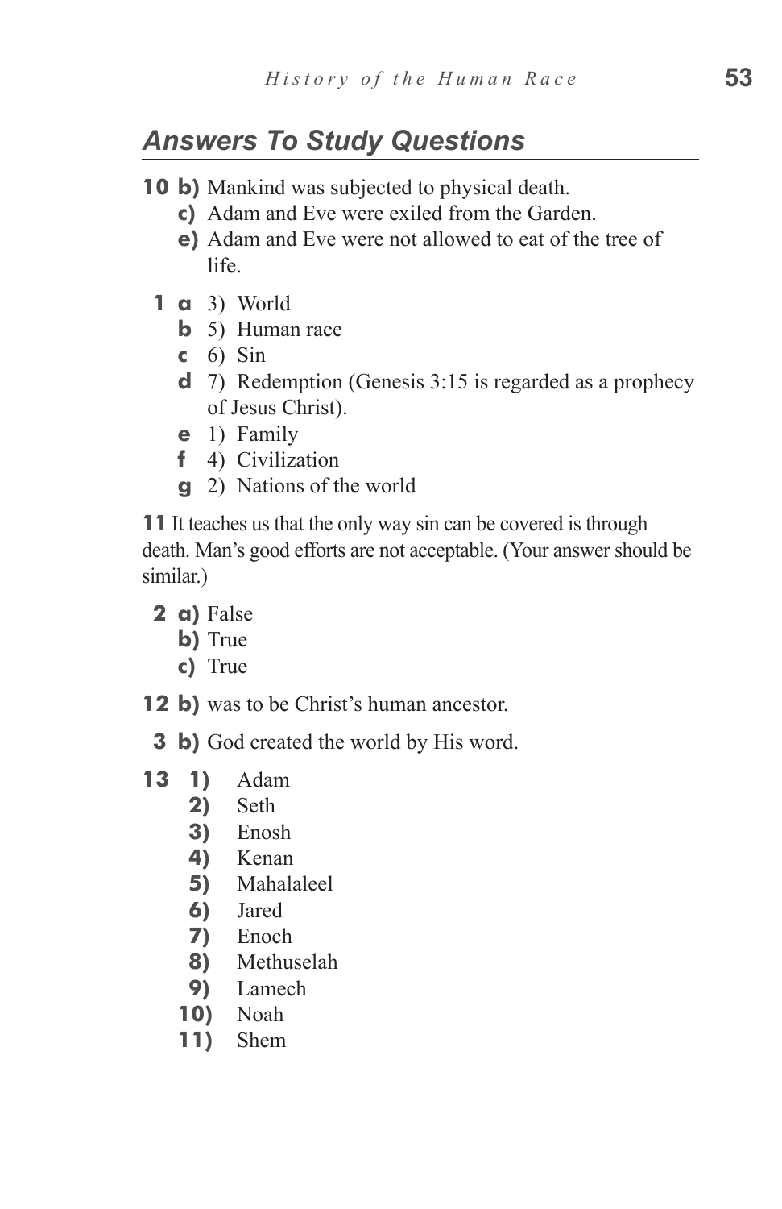## Answers To Study Questions

**10 b)** Mankind was subjected to physical death.
**c)** Adam and Eve were exiled from the Garden.
**e)** Adam and Eve were not allowed to eat of the tree of life.

**1 a** 3) World
**b** 5) Human race
**c** 6) Sin
**d** 7) Redemption (Genesis 3:15 is regarded as a prophecy of Jesus Christ).
**e** 1) Family
**f** 4) Civilization
**g** 2) Nations of the world

**11** It teaches us that the only way sin can be covered is through death. Man's good efforts are not acceptable. (Your answer should be similar.)

**2 a)** False
**b)** True
**c)** True

**12 b)** was to be Christ's human ancestor.

**3 b)** God created the world by His word.

**13**
1) Adam
2) Seth
3) Enosh
4) Kenan
5) Mahalaleel
6) Jared
7) Enoch
8) Methuselah
9) Lamech
10) Noah
11) Shem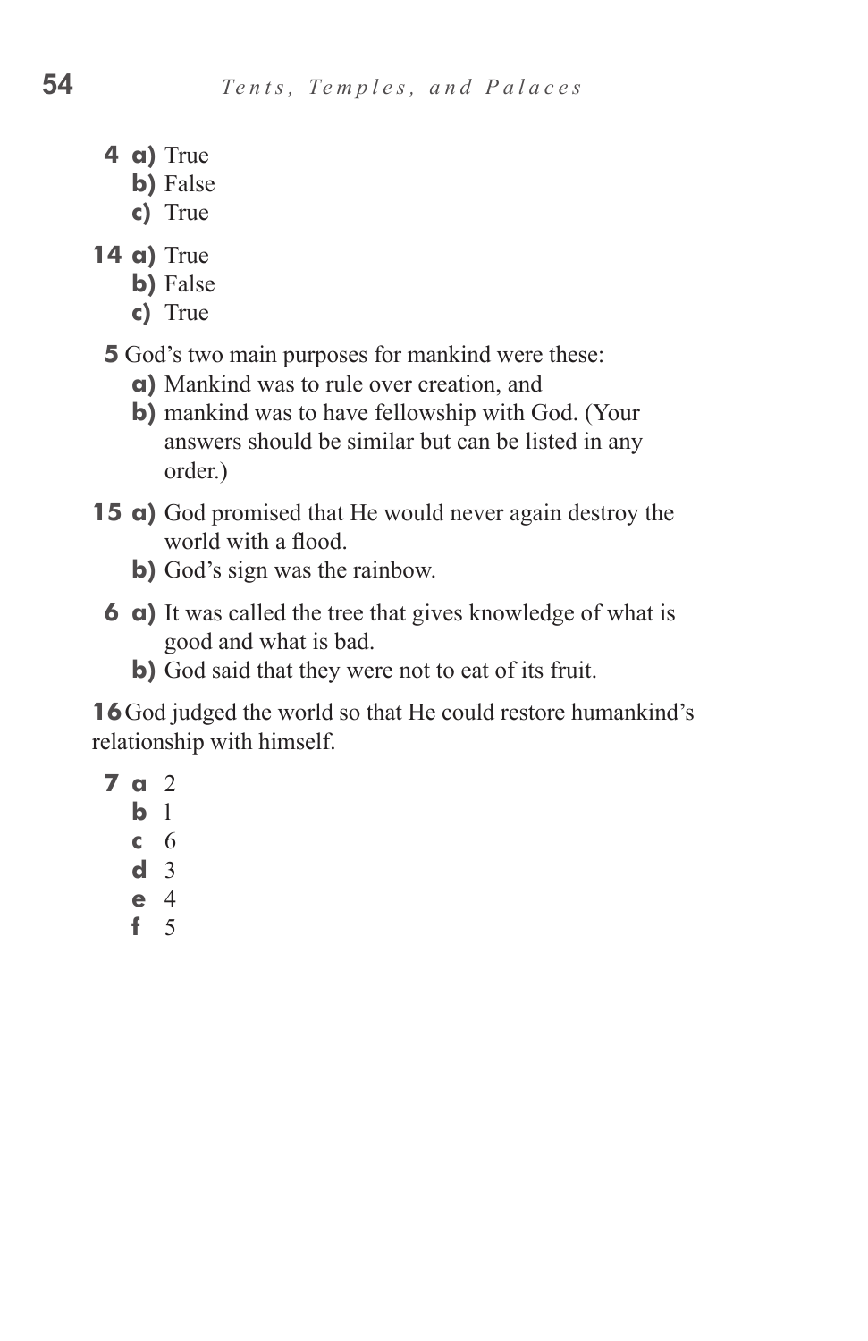**4 a)** True
**b)** False
**c)** True

**14 a)** True
**b)** False
**c)** True

**5** God's two main purposes for mankind were these:
**a)** Mankind was to rule over creation, and
**b)** mankind was to have fellowship with God. (Your answers should be similar but can be listed in any order.)

**15 a)** God promised that He would never again destroy the world with a flood.
**b)** God's sign was the rainbow.

**6 a)** It was called the tree that gives knowledge of what is good and what is bad.
**b)** God said that they were not to eat of its fruit.

**16** God judged the world so that He could restore humankind's relationship with himself.

**7 a** 2
**b** 1
**c** 6
**d** 3
**e** 4
**f** 5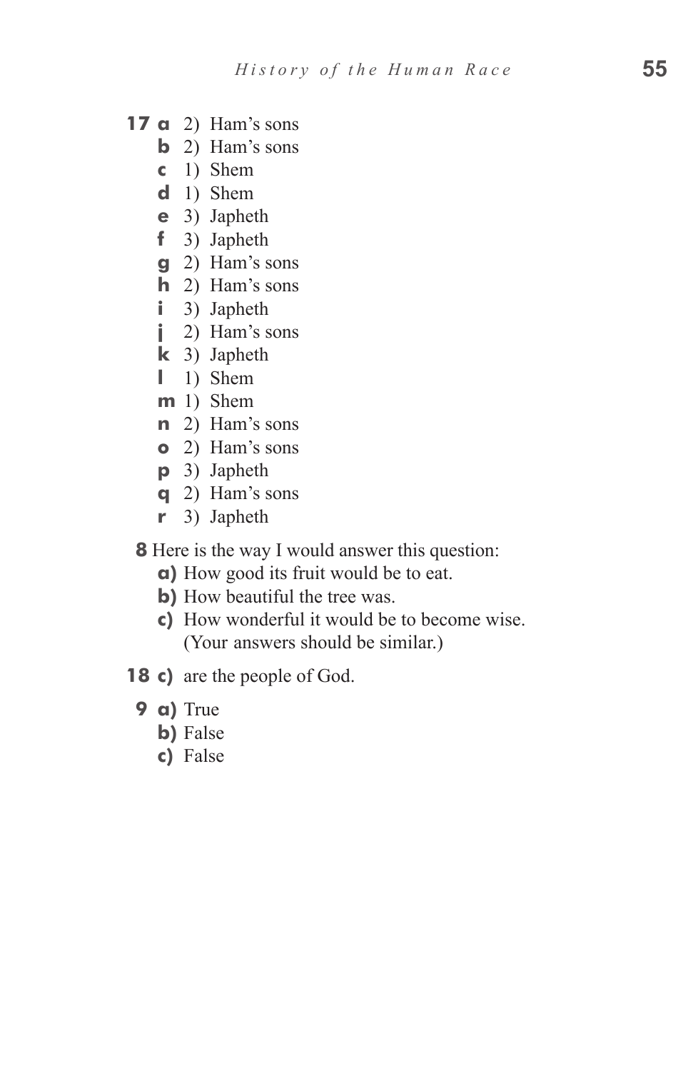**17 a** 2) Ham's sons
**b** 2) Ham's sons
**c** 1) Shem
**d** 1) Shem
**e** 3) Japheth
**f** 3) Japheth
**g** 2) Ham's sons
**h** 2) Ham's sons
**i** 3) Japheth
**j** 2) Ham's sons
**k** 3) Japheth
**l** 1) Shem
**m** 1) Shem
**n** 2) Ham's sons
**o** 2) Ham's sons
**p** 3) Japheth
**q** 2) Ham's sons
**r** 3) Japheth

**8** Here is the way I would answer this question:
**a)** How good its fruit would be to eat.
**b)** How beautiful the tree was.
**c)** How wonderful it would be to become wise. (Your answers should be similar.)

**18 c)** are the people of God.

**9 a)** True
**b)** False
**c)** False